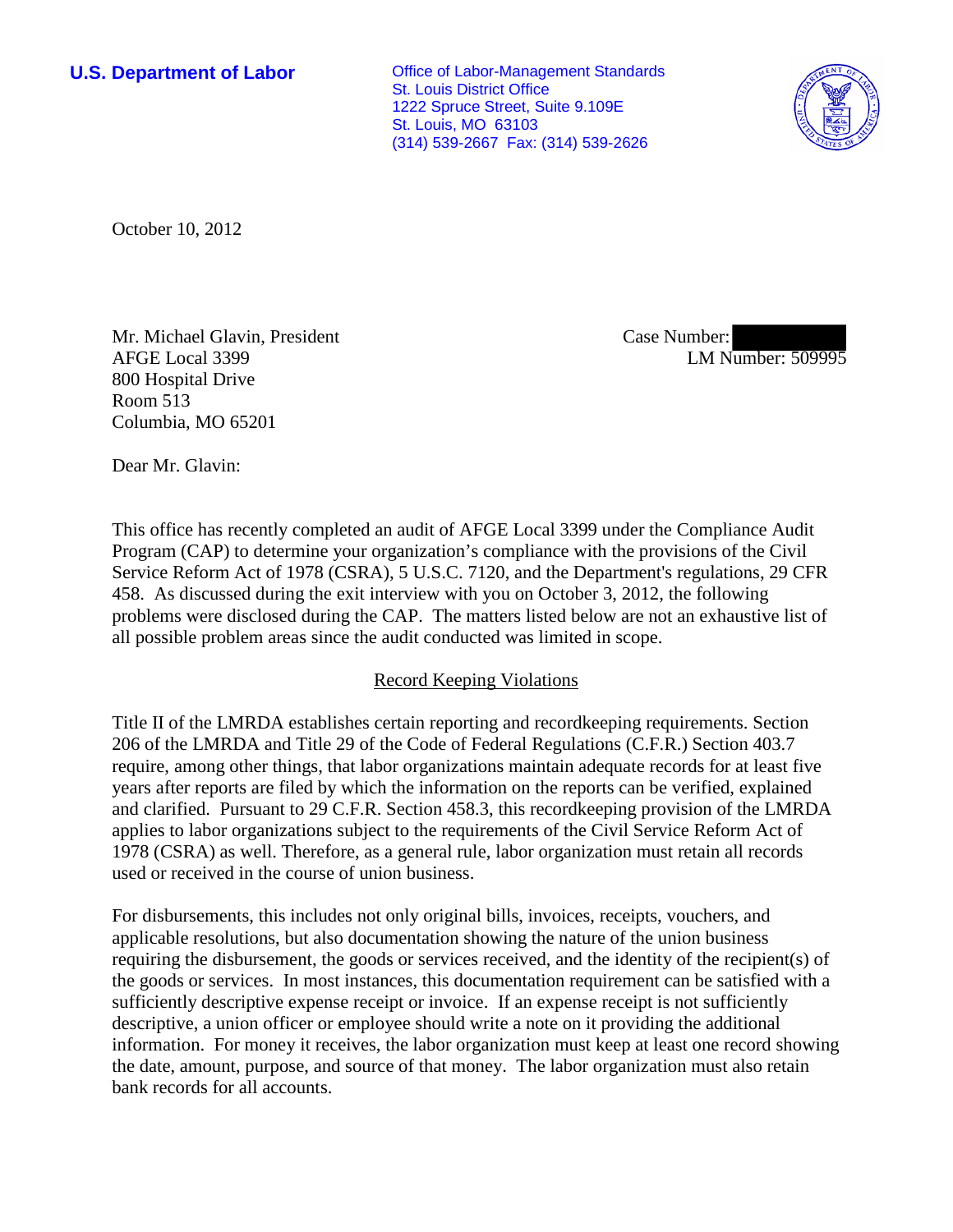**U.S. Department of Labor**

Office of Labor-Management Standards
St. Louis District Office
1222 Spruce Street, Suite 9.109E
St. Louis, MO 63103
(314) 539-2667 Fax: (314) 539-2626

October 10, 2012

Mr. Michael Glavin, President
AFGE Local 3399
800 Hospital Drive
Room 513
Columbia, MO 65201

Case Number: 
LM Number: 509995

Dear Mr. Glavin:

This office has recently completed an audit of AFGE Local 3399 under the Compliance Audit Program (CAP) to determine your organization's compliance with the provisions of the Civil Service Reform Act of 1978 (CSRA), 5 U.S.C. 7120, and the Department's regulations, 29 CFR 458. As discussed during the exit interview with you on October 3, 2012, the following problems were disclosed during the CAP. The matters listed below are not an exhaustive list of all possible problem areas since the audit conducted was limited in scope.

## Record Keeping Violations

Title II of the LMRDA establishes certain reporting and recordkeeping requirements. Section 206 of the LMRDA and Title 29 of the Code of Federal Regulations (C.F.R.) Section 403.7 require, among other things, that labor organizations maintain adequate records for at least five years after reports are filed by which the information on the reports can be verified, explained and clarified. Pursuant to 29 C.F.R. Section 458.3, this recordkeeping provision of the LMRDA applies to labor organizations subject to the requirements of the Civil Service Reform Act of 1978 (CSRA) as well. Therefore, as a general rule, labor organization must retain all records used or received in the course of union business.

For disbursements, this includes not only original bills, invoices, receipts, vouchers, and applicable resolutions, but also documentation showing the nature of the union business requiring the disbursement, the goods or services received, and the identity of the recipient(s) of the goods or services. In most instances, this documentation requirement can be satisfied with a sufficiently descriptive expense receipt or invoice. If an expense receipt is not sufficiently descriptive, a union officer or employee should write a note on it providing the additional information. For money it receives, the labor organization must keep at least one record showing the date, amount, purpose, and source of that money. The labor organization must also retain bank records for all accounts.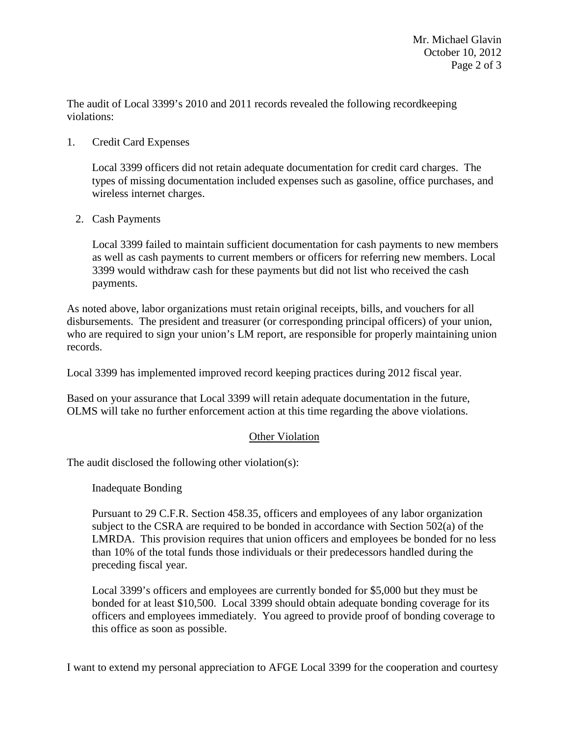The audit of Local 3399's 2010 and 2011 records revealed the following recordkeeping violations:

1. Credit Card Expenses

   Local 3399 officers did not retain adequate documentation for credit card charges. The types of missing documentation included expenses such as gasoline, office purchases, and wireless internet charges.

2. Cash Payments

   Local 3399 failed to maintain sufficient documentation for cash payments to new members as well as cash payments to current members or officers for referring new members. Local 3399 would withdraw cash for these payments but did not list who received the cash payments.

As noted above, labor organizations must retain original receipts, bills, and vouchers for all disbursements. The president and treasurer (or corresponding principal officers) of your union, who are required to sign your union's LM report, are responsible for properly maintaining union records.

Local 3399 has implemented improved record keeping practices during 2012 fiscal year.

Based on your assurance that Local 3399 will retain adequate documentation in the future, OLMS will take no further enforcement action at this time regarding the above violations.

## Other Violation

The audit disclosed the following other violation(s):

Inadequate Bonding

Pursuant to 29 C.F.R. Section 458.35, officers and employees of any labor organization subject to the CSRA are required to be bonded in accordance with Section 502(a) of the LMRDA. This provision requires that union officers and employees be bonded for no less than 10% of the total funds those individuals or their predecessors handled during the preceding fiscal year.

Local 3399's officers and employees are currently bonded for $5,000 but they must be bonded for at least $10,500. Local 3399 should obtain adequate bonding coverage for its officers and employees immediately. You agreed to provide proof of bonding coverage to this office as soon as possible.

I want to extend my personal appreciation to AFGE Local 3399 for the cooperation and courtesy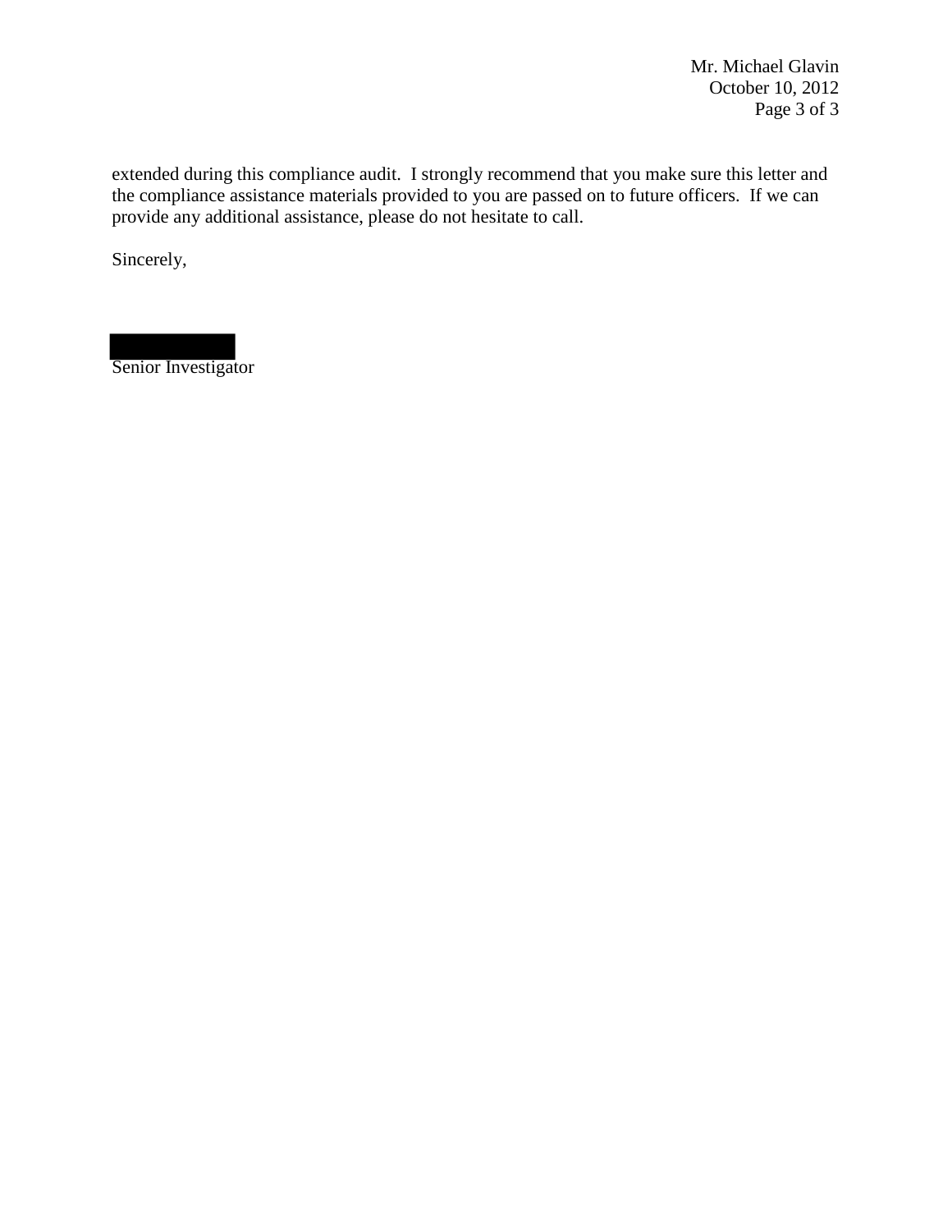extended during this compliance audit. I strongly recommend that you make sure this letter and the compliance assistance materials provided to you are passed on to future officers. If we can provide any additional assistance, please do not hesitate to call.

Sincerely,

Senior Investigator